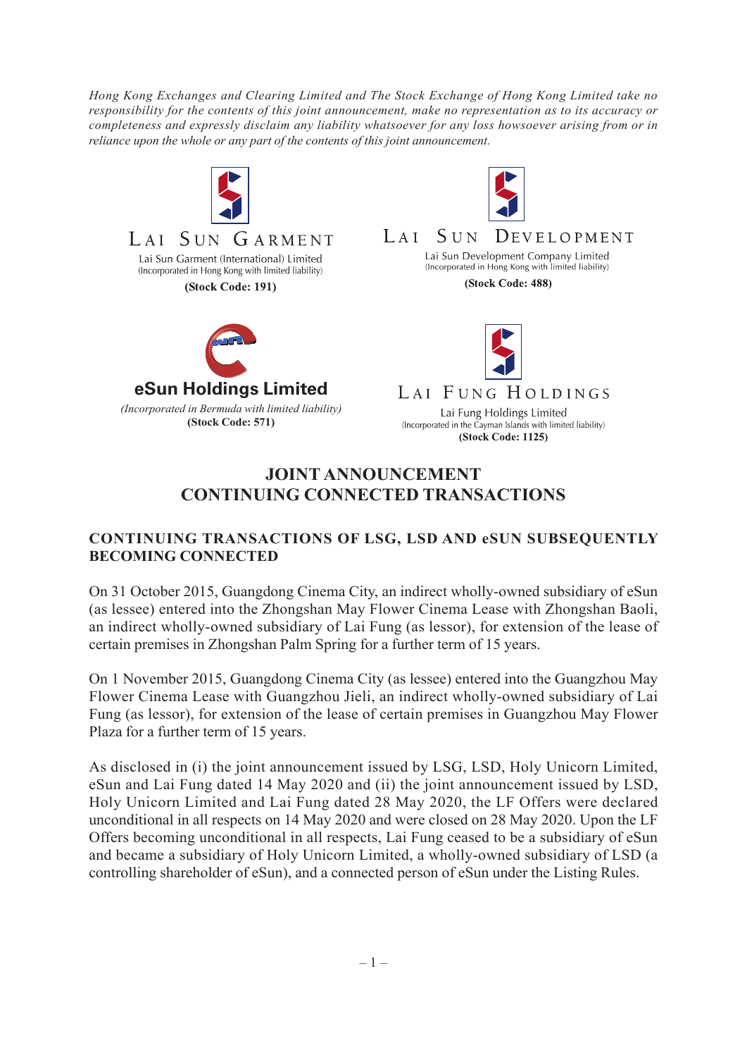*Hong Kong Exchanges and Clearing Limited and The Stock Exchange of Hong Kong Limited take no responsibility for the contents of this joint announcement, make no representation as to its accuracy or completeness and expressly disclaim any liability whatsoever for any loss howsoever arising from or in reliance upon the whole or any part of the contents of this joint announcement.*

LAI SUN GARMENT

Lai Sun Garment (International) Limited
(Incorporated in Hong Kong with limited liability)
**(Stock Code: 191)**

LAI SUN DEVELOPMENT

Lai Sun Development Company Limited
(Incorporated in Hong Kong with limited liability)
**(Stock Code: 488)**

**eSun Holdings Limited**
*(Incorporated in Bermuda with limited liability)*
**(Stock Code: 571)**

LAI FUNG HOLDINGS

Lai Fung Holdings Limited
(Incorporated in the Cayman Islands with limited liability)
**(Stock Code: 1125)**

# JOINT ANNOUNCEMENT
# CONTINUING CONNECTED TRANSACTIONS

## CONTINUING TRANSACTIONS OF LSG, LSD AND eSUN SUBSEQUENTLY BECOMING CONNECTED

On 31 October 2015, Guangdong Cinema City, an indirect wholly-owned subsidiary of eSun (as lessee) entered into the Zhongshan May Flower Cinema Lease with Zhongshan Baoli, an indirect wholly-owned subsidiary of Lai Fung (as lessor), for extension of the lease of certain premises in Zhongshan Palm Spring for a further term of 15 years.

On 1 November 2015, Guangdong Cinema City (as lessee) entered into the Guangzhou May Flower Cinema Lease with Guangzhou Jieli, an indirect wholly-owned subsidiary of Lai Fung (as lessor), for extension of the lease of certain premises in Guangzhou May Flower Plaza for a further term of 15 years.

As disclosed in (i) the joint announcement issued by LSG, LSD, Holy Unicorn Limited, eSun and Lai Fung dated 14 May 2020 and (ii) the joint announcement issued by LSD, Holy Unicorn Limited and Lai Fung dated 28 May 2020, the LF Offers were declared unconditional in all respects on 14 May 2020 and were closed on 28 May 2020. Upon the LF Offers becoming unconditional in all respects, Lai Fung ceased to be a subsidiary of eSun and became a subsidiary of Holy Unicorn Limited, a wholly-owned subsidiary of LSD (a controlling shareholder of eSun), and a connected person of eSun under the Listing Rules.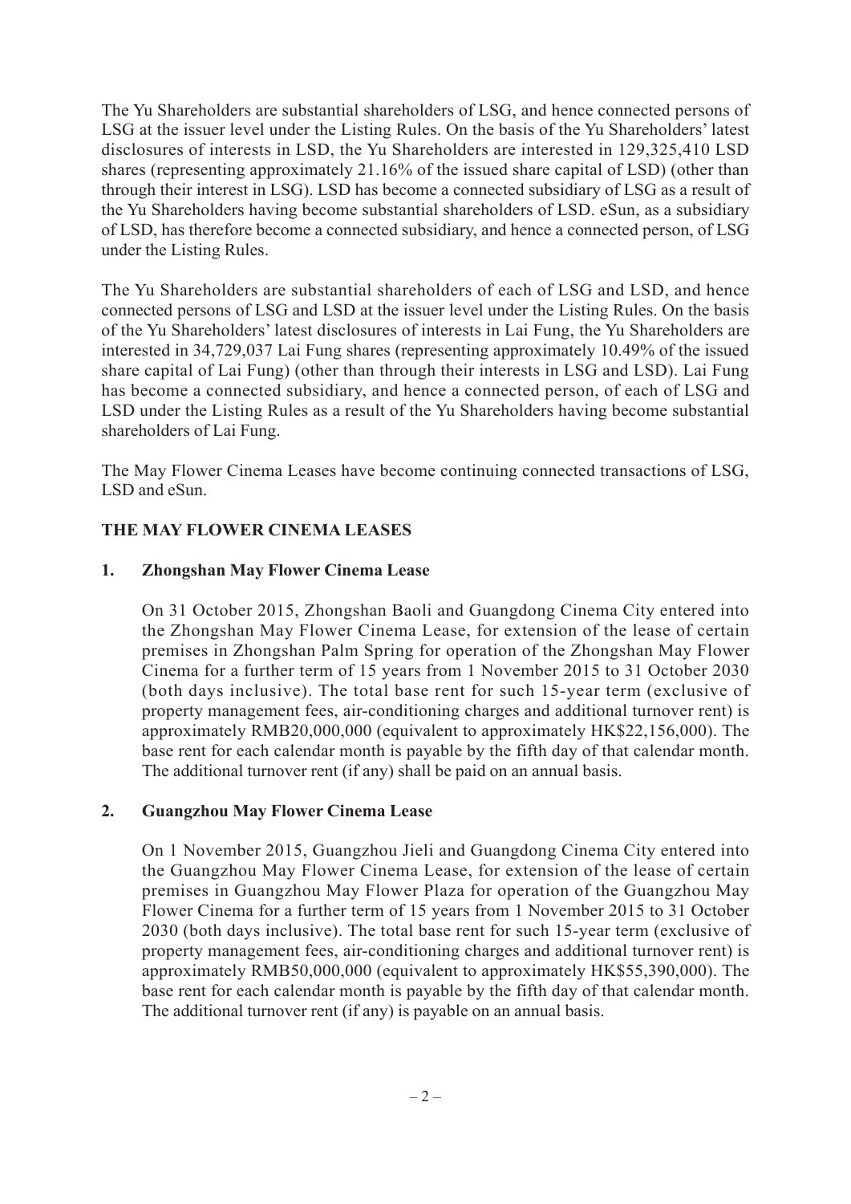The Yu Shareholders are substantial shareholders of LSG, and hence connected persons of LSG at the issuer level under the Listing Rules. On the basis of the Yu Shareholders' latest disclosures of interests in LSD, the Yu Shareholders are interested in 129,325,410 LSD shares (representing approximately 21.16% of the issued share capital of LSD) (other than through their interest in LSG). LSD has become a connected subsidiary of LSG as a result of the Yu Shareholders having become substantial shareholders of LSD. eSun, as a subsidiary of LSD, has therefore become a connected subsidiary, and hence a connected person, of LSG under the Listing Rules.

The Yu Shareholders are substantial shareholders of each of LSG and LSD, and hence connected persons of LSG and LSD at the issuer level under the Listing Rules. On the basis of the Yu Shareholders' latest disclosures of interests in Lai Fung, the Yu Shareholders are interested in 34,729,037 Lai Fung shares (representing approximately 10.49% of the issued share capital of Lai Fung) (other than through their interests in LSG and LSD). Lai Fung has become a connected subsidiary, and hence a connected person, of each of LSG and LSD under the Listing Rules as a result of the Yu Shareholders having become substantial shareholders of Lai Fung.

The May Flower Cinema Leases have become continuing connected transactions of LSG, LSD and eSun.

## THE MAY FLOWER CINEMA LEASES

### 1. Zhongshan May Flower Cinema Lease

On 31 October 2015, Zhongshan Baoli and Guangdong Cinema City entered into the Zhongshan May Flower Cinema Lease, for extension of the lease of certain premises in Zhongshan Palm Spring for operation of the Zhongshan May Flower Cinema for a further term of 15 years from 1 November 2015 to 31 October 2030 (both days inclusive). The total base rent for such 15-year term (exclusive of property management fees, air-conditioning charges and additional turnover rent) is approximately RMB20,000,000 (equivalent to approximately HK$22,156,000). The base rent for each calendar month is payable by the fifth day of that calendar month. The additional turnover rent (if any) shall be paid on an annual basis.

### 2. Guangzhou May Flower Cinema Lease

On 1 November 2015, Guangzhou Jieli and Guangdong Cinema City entered into the Guangzhou May Flower Cinema Lease, for extension of the lease of certain premises in Guangzhou May Flower Plaza for operation of the Guangzhou May Flower Cinema for a further term of 15 years from 1 November 2015 to 31 October 2030 (both days inclusive). The total base rent for such 15-year term (exclusive of property management fees, air-conditioning charges and additional turnover rent) is approximately RMB50,000,000 (equivalent to approximately HK$55,390,000). The base rent for each calendar month is payable by the fifth day of that calendar month. The additional turnover rent (if any) is payable on an annual basis.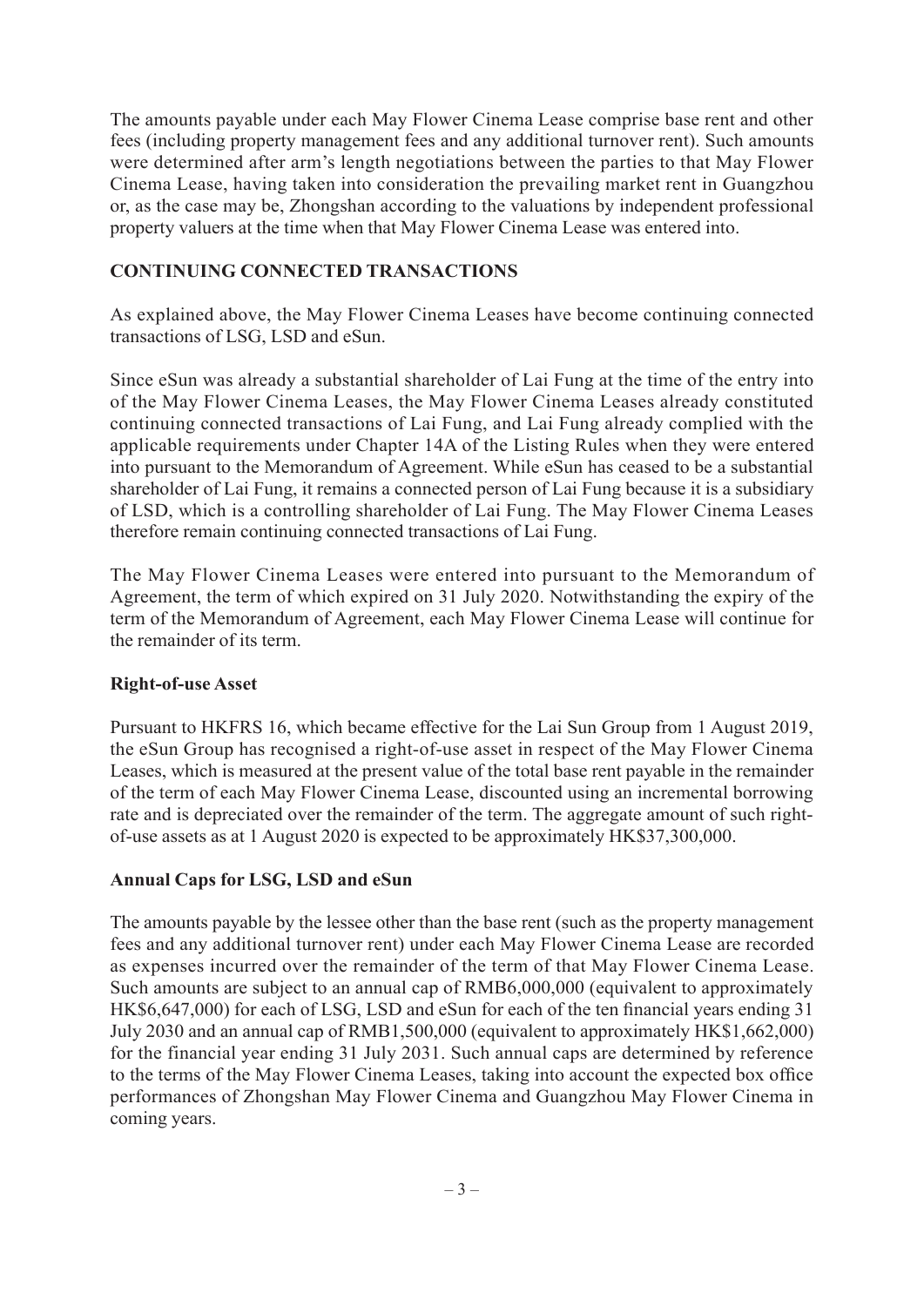The amounts payable under each May Flower Cinema Lease comprise base rent and other fees (including property management fees and any additional turnover rent). Such amounts were determined after arm's length negotiations between the parties to that May Flower Cinema Lease, having taken into consideration the prevailing market rent in Guangzhou or, as the case may be, Zhongshan according to the valuations by independent professional property valuers at the time when that May Flower Cinema Lease was entered into.

## CONTINUING CONNECTED TRANSACTIONS

As explained above, the May Flower Cinema Leases have become continuing connected transactions of LSG, LSD and eSun.

Since eSun was already a substantial shareholder of Lai Fung at the time of the entry into of the May Flower Cinema Leases, the May Flower Cinema Leases already constituted continuing connected transactions of Lai Fung, and Lai Fung already complied with the applicable requirements under Chapter 14A of the Listing Rules when they were entered into pursuant to the Memorandum of Agreement. While eSun has ceased to be a substantial shareholder of Lai Fung, it remains a connected person of Lai Fung because it is a subsidiary of LSD, which is a controlling shareholder of Lai Fung. The May Flower Cinema Leases therefore remain continuing connected transactions of Lai Fung.

The May Flower Cinema Leases were entered into pursuant to the Memorandum of Agreement, the term of which expired on 31 July 2020. Notwithstanding the expiry of the term of the Memorandum of Agreement, each May Flower Cinema Lease will continue for the remainder of its term.

### Right-of-use Asset

Pursuant to HKFRS 16, which became effective for the Lai Sun Group from 1 August 2019, the eSun Group has recognised a right-of-use asset in respect of the May Flower Cinema Leases, which is measured at the present value of the total base rent payable in the remainder of the term of each May Flower Cinema Lease, discounted using an incremental borrowing rate and is depreciated over the remainder of the term. The aggregate amount of such right-of-use assets as at 1 August 2020 is expected to be approximately HK$37,300,000.

### Annual Caps for LSG, LSD and eSun

The amounts payable by the lessee other than the base rent (such as the property management fees and any additional turnover rent) under each May Flower Cinema Lease are recorded as expenses incurred over the remainder of the term of that May Flower Cinema Lease. Such amounts are subject to an annual cap of RMB6,000,000 (equivalent to approximately HK$6,647,000) for each of LSG, LSD and eSun for each of the ten financial years ending 31 July 2030 and an annual cap of RMB1,500,000 (equivalent to approximately HK$1,662,000) for the financial year ending 31 July 2031. Such annual caps are determined by reference to the terms of the May Flower Cinema Leases, taking into account the expected box office performances of Zhongshan May Flower Cinema and Guangzhou May Flower Cinema in coming years.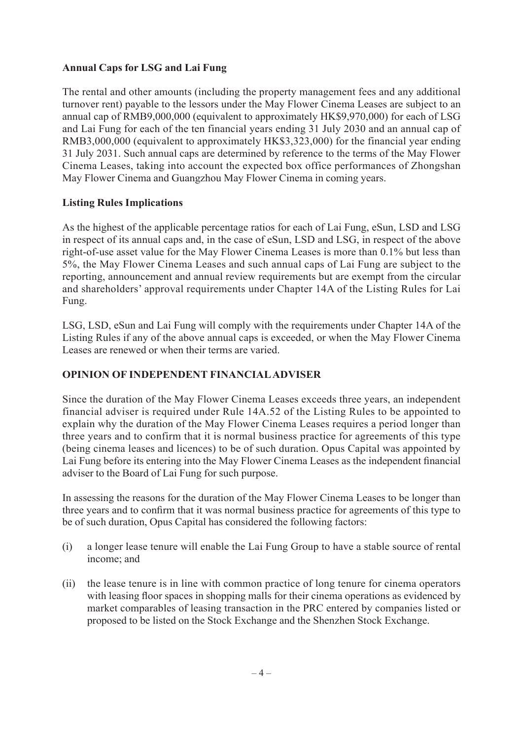**Annual Caps for LSG and Lai Fung**

The rental and other amounts (including the property management fees and any additional turnover rent) payable to the lessors under the May Flower Cinema Leases are subject to an annual cap of RMB9,000,000 (equivalent to approximately HK$9,970,000) for each of LSG and Lai Fung for each of the ten financial years ending 31 July 2030 and an annual cap of RMB3,000,000 (equivalent to approximately HK$3,323,000) for the financial year ending 31 July 2031. Such annual caps are determined by reference to the terms of the May Flower Cinema Leases, taking into account the expected box office performances of Zhongshan May Flower Cinema and Guangzhou May Flower Cinema in coming years.

**Listing Rules Implications**

As the highest of the applicable percentage ratios for each of Lai Fung, eSun, LSD and LSG in respect of its annual caps and, in the case of eSun, LSD and LSG, in respect of the above right-of-use asset value for the May Flower Cinema Leases is more than 0.1% but less than 5%, the May Flower Cinema Leases and such annual caps of Lai Fung are subject to the reporting, announcement and annual review requirements but are exempt from the circular and shareholders' approval requirements under Chapter 14A of the Listing Rules for Lai Fung.

LSG, LSD, eSun and Lai Fung will comply with the requirements under Chapter 14A of the Listing Rules if any of the above annual caps is exceeded, or when the May Flower Cinema Leases are renewed or when their terms are varied.

**OPINION OF INDEPENDENT FINANCIAL ADVISER**

Since the duration of the May Flower Cinema Leases exceeds three years, an independent financial adviser is required under Rule 14A.52 of the Listing Rules to be appointed to explain why the duration of the May Flower Cinema Leases requires a period longer than three years and to confirm that it is normal business practice for agreements of this type (being cinema leases and licences) to be of such duration. Opus Capital was appointed by Lai Fung before its entering into the May Flower Cinema Leases as the independent financial adviser to the Board of Lai Fung for such purpose.

In assessing the reasons for the duration of the May Flower Cinema Leases to be longer than three years and to confirm that it was normal business practice for agreements of this type to be of such duration, Opus Capital has considered the following factors:

(i) a longer lease tenure will enable the Lai Fung Group to have a stable source of rental income; and

(ii) the lease tenure is in line with common practice of long tenure for cinema operators with leasing floor spaces in shopping malls for their cinema operations as evidenced by market comparables of leasing transaction in the PRC entered by companies listed or proposed to be listed on the Stock Exchange and the Shenzhen Stock Exchange.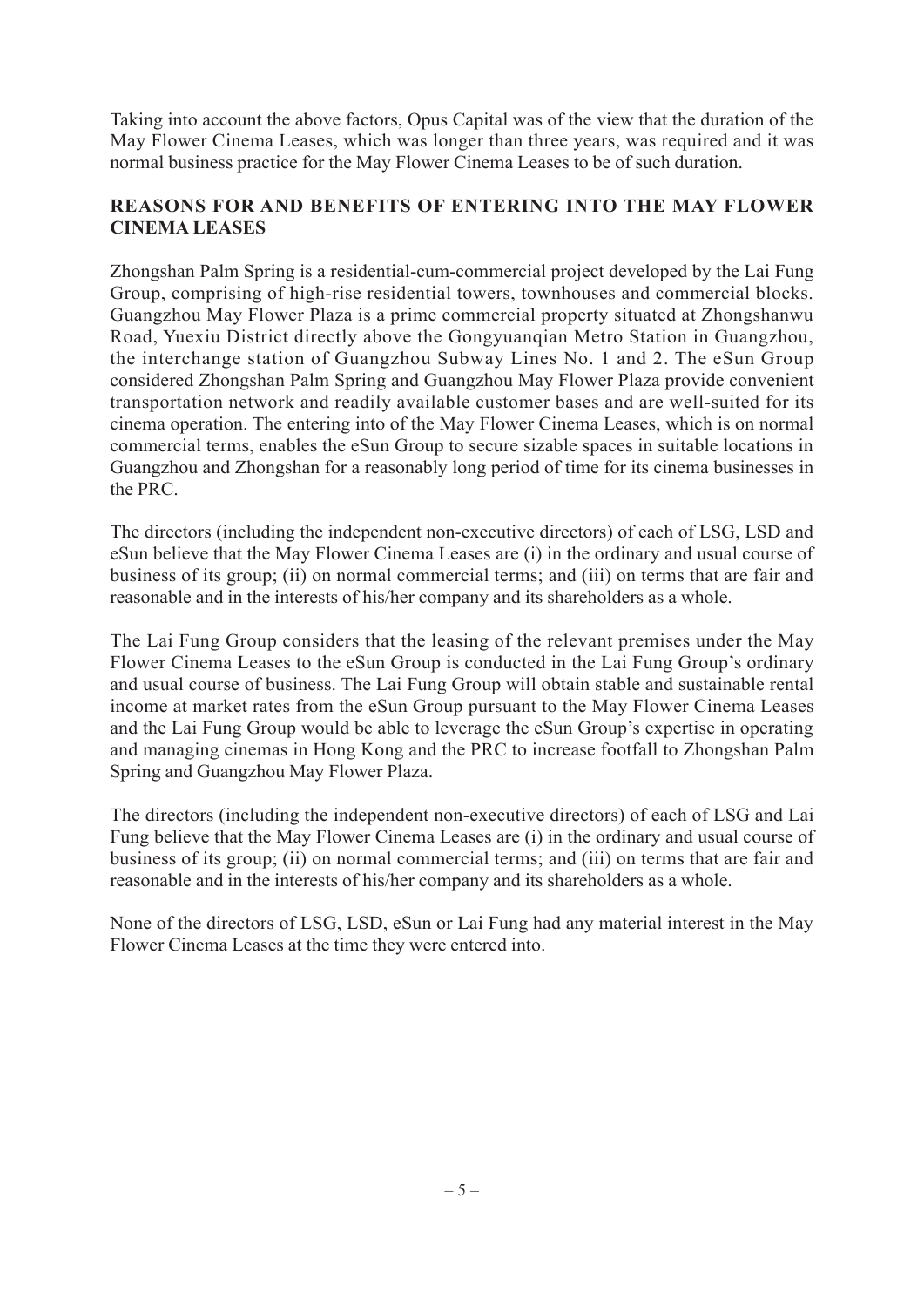Taking into account the above factors, Opus Capital was of the view that the duration of the May Flower Cinema Leases, which was longer than three years, was required and it was normal business practice for the May Flower Cinema Leases to be of such duration.

## REASONS FOR AND BENEFITS OF ENTERING INTO THE MAY FLOWER CINEMA LEASES

Zhongshan Palm Spring is a residential-cum-commercial project developed by the Lai Fung Group, comprising of high-rise residential towers, townhouses and commercial blocks. Guangzhou May Flower Plaza is a prime commercial property situated at Zhongshanwu Road, Yuexiu District directly above the Gongyuanqian Metro Station in Guangzhou, the interchange station of Guangzhou Subway Lines No. 1 and 2. The eSun Group considered Zhongshan Palm Spring and Guangzhou May Flower Plaza provide convenient transportation network and readily available customer bases and are well-suited for its cinema operation. The entering into of the May Flower Cinema Leases, which is on normal commercial terms, enables the eSun Group to secure sizable spaces in suitable locations in Guangzhou and Zhongshan for a reasonably long period of time for its cinema businesses in the PRC.

The directors (including the independent non-executive directors) of each of LSG, LSD and eSun believe that the May Flower Cinema Leases are (i) in the ordinary and usual course of business of its group; (ii) on normal commercial terms; and (iii) on terms that are fair and reasonable and in the interests of his/her company and its shareholders as a whole.

The Lai Fung Group considers that the leasing of the relevant premises under the May Flower Cinema Leases to the eSun Group is conducted in the Lai Fung Group's ordinary and usual course of business. The Lai Fung Group will obtain stable and sustainable rental income at market rates from the eSun Group pursuant to the May Flower Cinema Leases and the Lai Fung Group would be able to leverage the eSun Group's expertise in operating and managing cinemas in Hong Kong and the PRC to increase footfall to Zhongshan Palm Spring and Guangzhou May Flower Plaza.

The directors (including the independent non-executive directors) of each of LSG and Lai Fung believe that the May Flower Cinema Leases are (i) in the ordinary and usual course of business of its group; (ii) on normal commercial terms; and (iii) on terms that are fair and reasonable and in the interests of his/her company and its shareholders as a whole.

None of the directors of LSG, LSD, eSun or Lai Fung had any material interest in the May Flower Cinema Leases at the time they were entered into.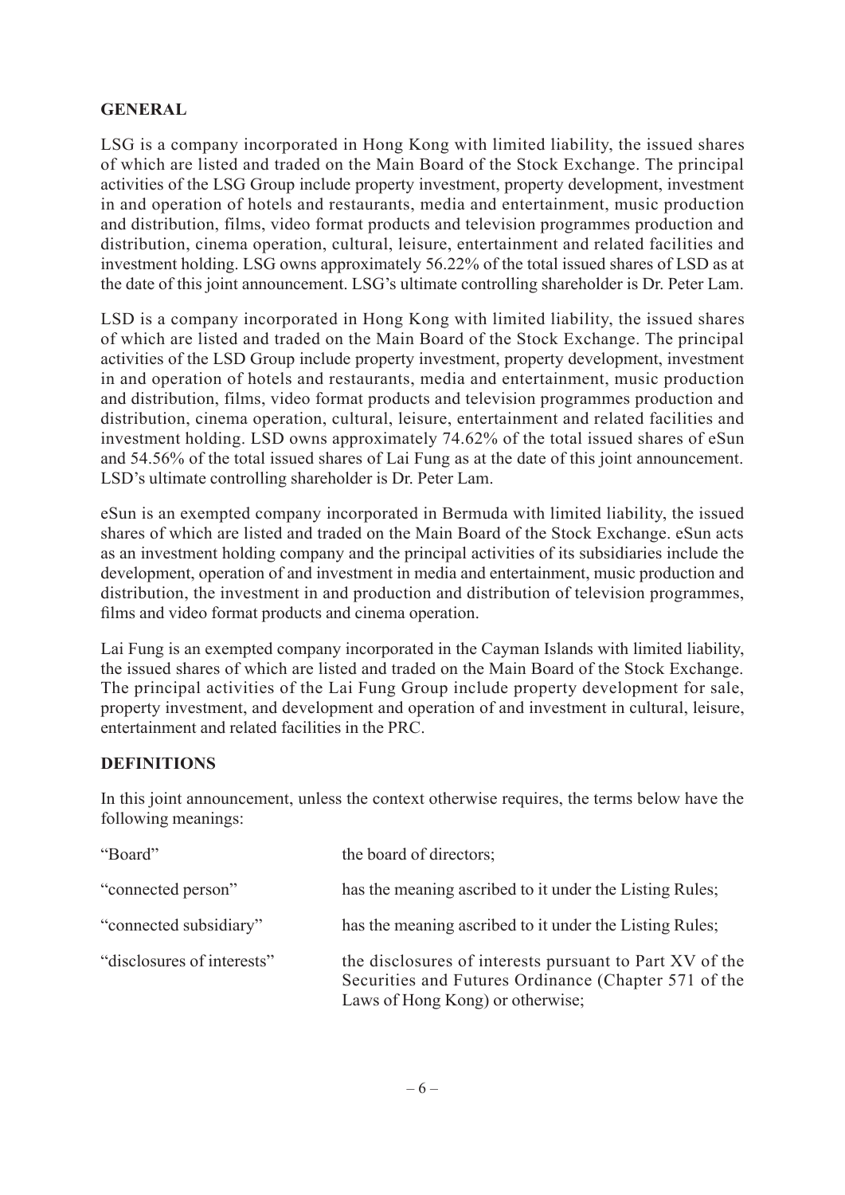## GENERAL

LSG is a company incorporated in Hong Kong with limited liability, the issued shares of which are listed and traded on the Main Board of the Stock Exchange. The principal activities of the LSG Group include property investment, property development, investment in and operation of hotels and restaurants, media and entertainment, music production and distribution, films, video format products and television programmes production and distribution, cinema operation, cultural, leisure, entertainment and related facilities and investment holding. LSG owns approximately 56.22% of the total issued shares of LSD as at the date of this joint announcement. LSG's ultimate controlling shareholder is Dr. Peter Lam.

LSD is a company incorporated in Hong Kong with limited liability, the issued shares of which are listed and traded on the Main Board of the Stock Exchange. The principal activities of the LSD Group include property investment, property development, investment in and operation of hotels and restaurants, media and entertainment, music production and distribution, films, video format products and television programmes production and distribution, cinema operation, cultural, leisure, entertainment and related facilities and investment holding. LSD owns approximately 74.62% of the total issued shares of eSun and 54.56% of the total issued shares of Lai Fung as at the date of this joint announcement. LSD's ultimate controlling shareholder is Dr. Peter Lam.

eSun is an exempted company incorporated in Bermuda with limited liability, the issued shares of which are listed and traded on the Main Board of the Stock Exchange. eSun acts as an investment holding company and the principal activities of its subsidiaries include the development, operation of and investment in media and entertainment, music production and distribution, the investment in and production and distribution of television programmes, films and video format products and cinema operation.

Lai Fung is an exempted company incorporated in the Cayman Islands with limited liability, the issued shares of which are listed and traded on the Main Board of the Stock Exchange. The principal activities of the Lai Fung Group include property development for sale, property investment, and development and operation of and investment in cultural, leisure, entertainment and related facilities in the PRC.

## DEFINITIONS

In this joint announcement, unless the context otherwise requires, the terms below have the following meanings:

| | |
|---|---|
| "Board" | the board of directors; |
| "connected person" | has the meaning ascribed to it under the Listing Rules; |
| "connected subsidiary" | has the meaning ascribed to it under the Listing Rules; |
| "disclosures of interests" | the disclosures of interests pursuant to Part XV of the Securities and Futures Ordinance (Chapter 571 of the Laws of Hong Kong) or otherwise; |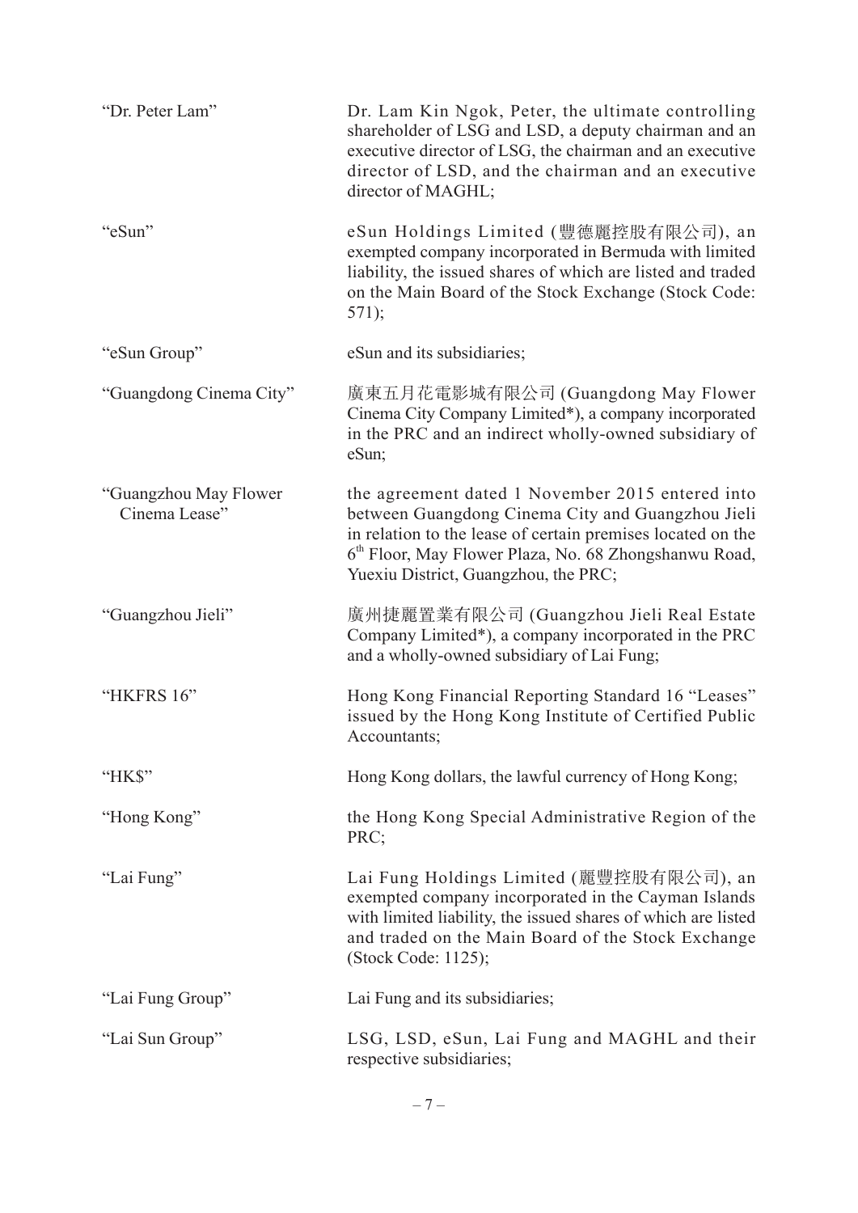| | |
|---|---|
| "Dr. Peter Lam" | Dr. Lam Kin Ngok, Peter, the ultimate controlling shareholder of LSG and LSD, a deputy chairman and an executive director of LSG, the chairman and an executive director of LSD, and the chairman and an executive director of MAGHL; |
| "eSun" | eSun Holdings Limited (豐德麗控股有限公司), an exempted company incorporated in Bermuda with limited liability, the issued shares of which are listed and traded on the Main Board of the Stock Exchange (Stock Code: 571); |
| "eSun Group" | eSun and its subsidiaries; |
| "Guangdong Cinema City" | 廣東五月花電影城有限公司 (Guangdong May Flower Cinema City Company Limited*), a company incorporated in the PRC and an indirect wholly-owned subsidiary of eSun; |
| "Guangzhou May Flower Cinema Lease" | the agreement dated 1 November 2015 entered into between Guangdong Cinema City and Guangzhou Jieli in relation to the lease of certain premises located on the 6th Floor, May Flower Plaza, No. 68 Zhongshanwu Road, Yuexiu District, Guangzhou, the PRC; |
| "Guangzhou Jieli" | 廣州捷麗置業有限公司 (Guangzhou Jieli Real Estate Company Limited*), a company incorporated in the PRC and a wholly-owned subsidiary of Lai Fung; |
| "HKFRS 16" | Hong Kong Financial Reporting Standard 16 "Leases" issued by the Hong Kong Institute of Certified Public Accountants; |
| "HK$" | Hong Kong dollars, the lawful currency of Hong Kong; |
| "Hong Kong" | the Hong Kong Special Administrative Region of the PRC; |
| "Lai Fung" | Lai Fung Holdings Limited (麗豐控股有限公司), an exempted company incorporated in the Cayman Islands with limited liability, the issued shares of which are listed and traded on the Main Board of the Stock Exchange (Stock Code: 1125); |
| "Lai Fung Group" | Lai Fung and its subsidiaries; |
| "Lai Sun Group" | LSG, LSD, eSun, Lai Fung and MAGHL and their respective subsidiaries; |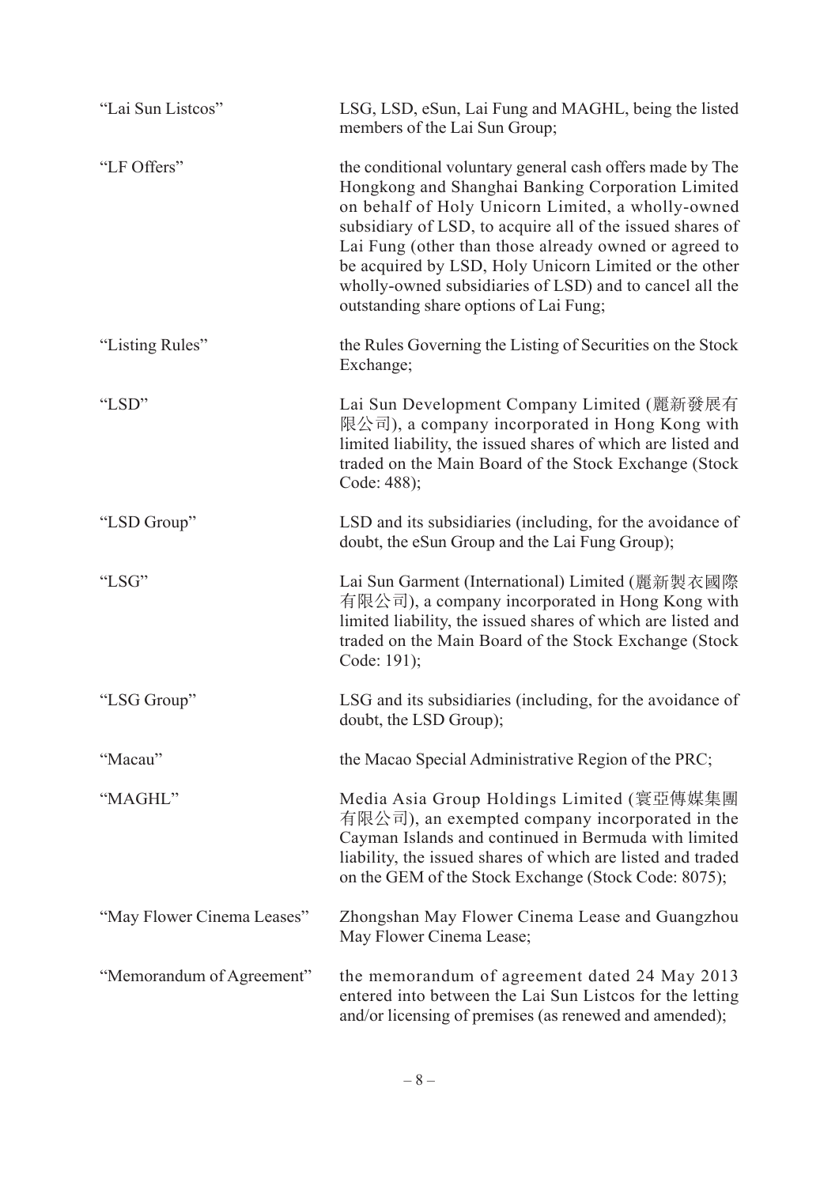| | |
|---|---|
| "Lai Sun Listcos" | LSG, LSD, eSun, Lai Fung and MAGHL, being the listed members of the Lai Sun Group; |
| "LF Offers" | the conditional voluntary general cash offers made by The Hongkong and Shanghai Banking Corporation Limited on behalf of Holy Unicorn Limited, a wholly-owned subsidiary of LSD, to acquire all of the issued shares of Lai Fung (other than those already owned or agreed to be acquired by LSD, Holy Unicorn Limited or the other wholly-owned subsidiaries of LSD) and to cancel all the outstanding share options of Lai Fung; |
| "Listing Rules" | the Rules Governing the Listing of Securities on the Stock Exchange; |
| "LSD" | Lai Sun Development Company Limited (麗新發展有限公司), a company incorporated in Hong Kong with limited liability, the issued shares of which are listed and traded on the Main Board of the Stock Exchange (Stock Code: 488); |
| "LSD Group" | LSD and its subsidiaries (including, for the avoidance of doubt, the eSun Group and the Lai Fung Group); |
| "LSG" | Lai Sun Garment (International) Limited (麗新製衣國際有限公司), a company incorporated in Hong Kong with limited liability, the issued shares of which are listed and traded on the Main Board of the Stock Exchange (Stock Code: 191); |
| "LSG Group" | LSG and its subsidiaries (including, for the avoidance of doubt, the LSD Group); |
| "Macau" | the Macao Special Administrative Region of the PRC; |
| "MAGHL" | Media Asia Group Holdings Limited (寰亞傳媒集團有限公司), an exempted company incorporated in the Cayman Islands and continued in Bermuda with limited liability, the issued shares of which are listed and traded on the GEM of the Stock Exchange (Stock Code: 8075); |
| "May Flower Cinema Leases" | Zhongshan May Flower Cinema Lease and Guangzhou May Flower Cinema Lease; |
| "Memorandum of Agreement" | the memorandum of agreement dated 24 May 2013 entered into between the Lai Sun Listcos for the letting and/or licensing of premises (as renewed and amended); |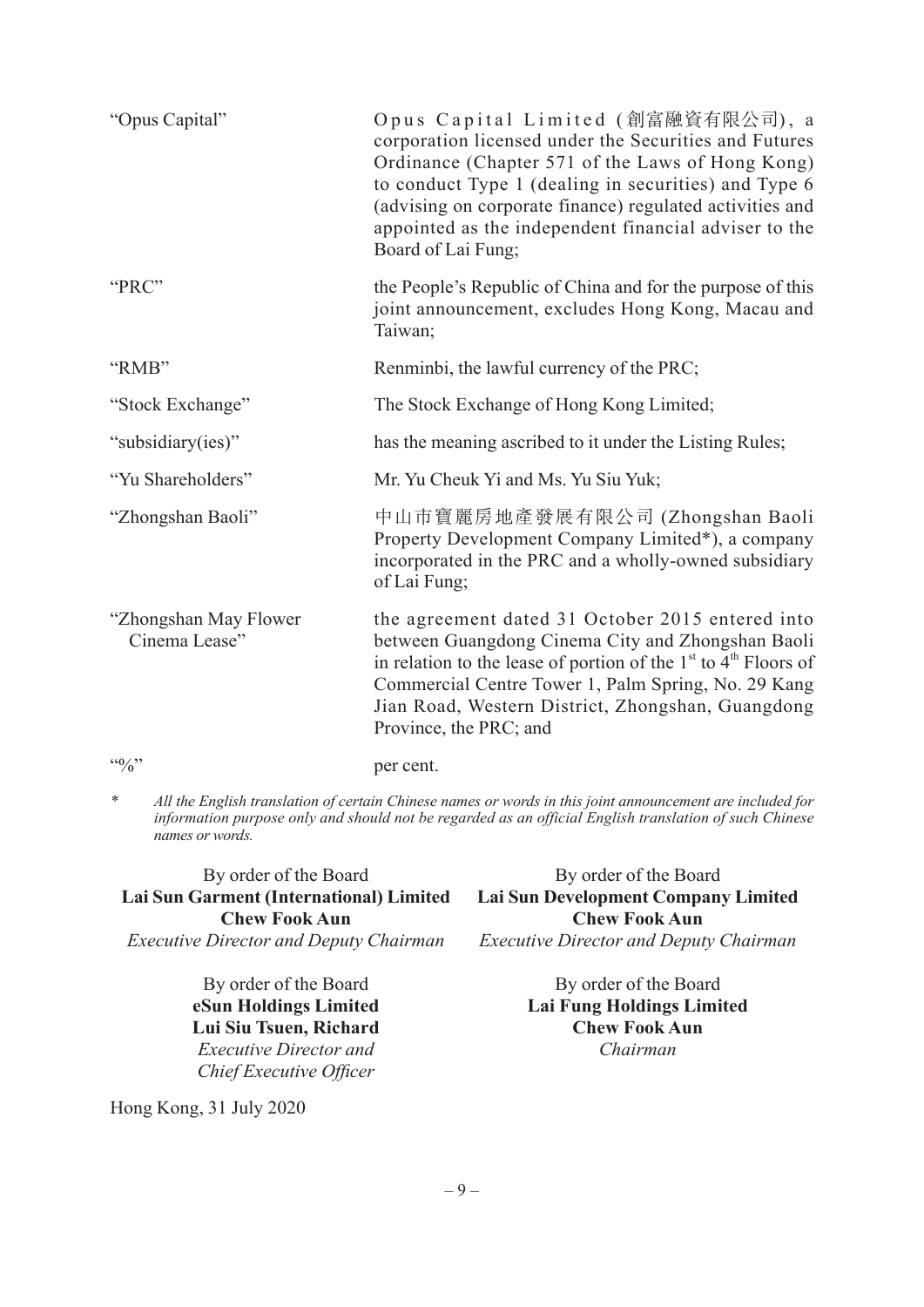| | |
|---|---|
| "Opus Capital" | Opus Capital Limited (創富融資有限公司), a corporation licensed under the Securities and Futures Ordinance (Chapter 571 of the Laws of Hong Kong) to conduct Type 1 (dealing in securities) and Type 6 (advising on corporate finance) regulated activities and appointed as the independent financial adviser to the Board of Lai Fung; |
| "PRC" | the People's Republic of China and for the purpose of this joint announcement, excludes Hong Kong, Macau and Taiwan; |
| "RMB" | Renminbi, the lawful currency of the PRC; |
| "Stock Exchange" | The Stock Exchange of Hong Kong Limited; |
| "subsidiary(ies)" | has the meaning ascribed to it under the Listing Rules; |
| "Yu Shareholders" | Mr. Yu Cheuk Yi and Ms. Yu Siu Yuk; |
| "Zhongshan Baoli" | 中山市寶麗房地產發展有限公司 (Zhongshan Baoli Property Development Company Limited*), a company incorporated in the PRC and a wholly-owned subsidiary of Lai Fung; |
| "Zhongshan May Flower Cinema Lease" | the agreement dated 31 October 2015 entered into between Guangdong Cinema City and Zhongshan Baoli in relation to the lease of portion of the 1st to 4th Floors of Commercial Centre Tower 1, Palm Spring, No. 29 Kang Jian Road, Western District, Zhongshan, Guangdong Province, the PRC; and |
| "%" | per cent. |

\* *All the English translation of certain Chinese names or words in this joint announcement are included for information purpose only and should not be regarded as an official English translation of such Chinese names or words.*

By order of the Board
**Lai Sun Garment (International) Limited**
**Chew Fook Aun**
*Executive Director and Deputy Chairman*

By order of the Board
**Lai Sun Development Company Limited**
**Chew Fook Aun**
*Executive Director and Deputy Chairman*

By order of the Board
**eSun Holdings Limited**
**Lui Siu Tsuen, Richard**
*Executive Director and Chief Executive Officer*

By order of the Board
**Lai Fung Holdings Limited**
**Chew Fook Aun**
*Chairman*

Hong Kong, 31 July 2020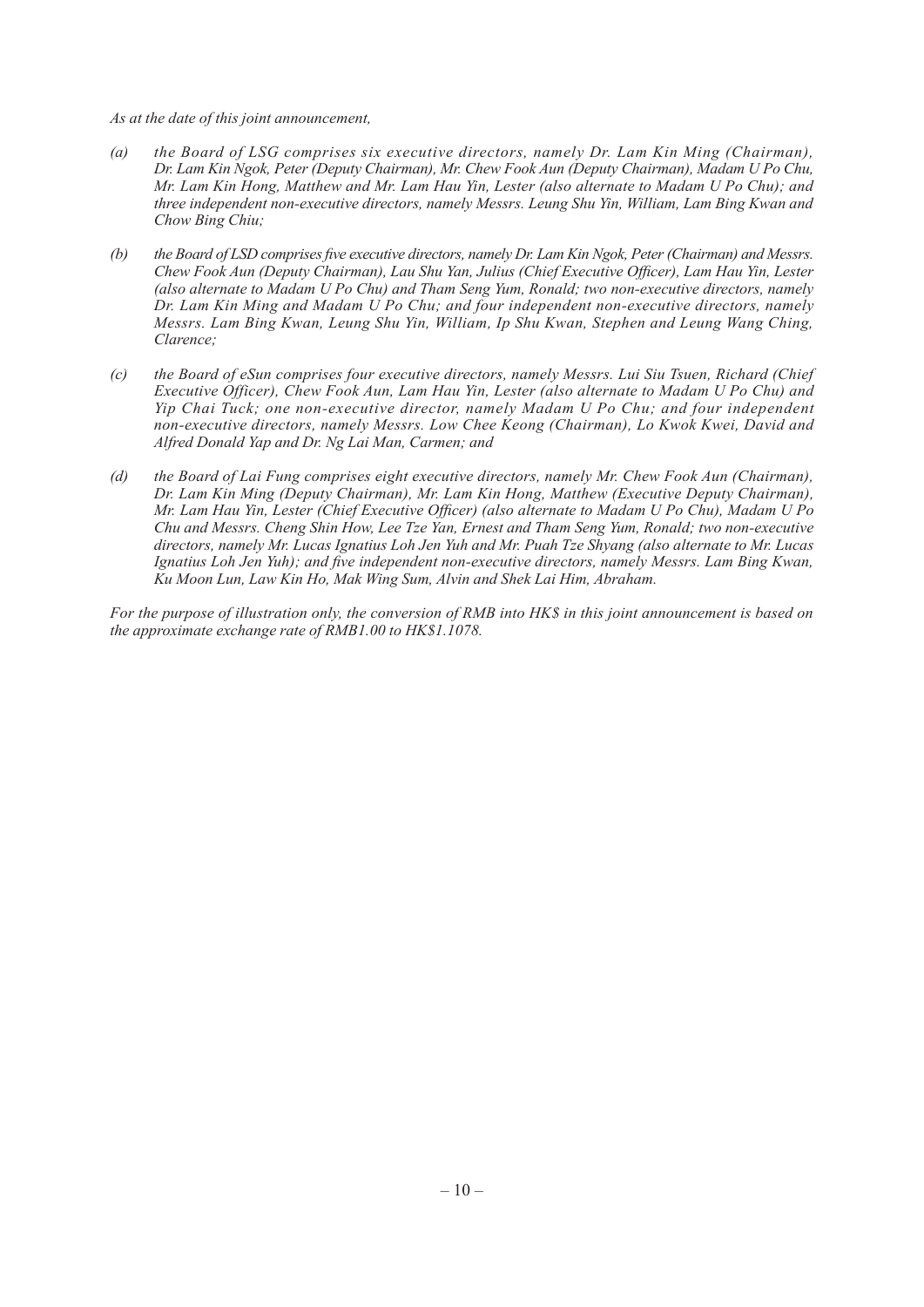*As at the date of this joint announcement,*

*(a) the Board of LSG comprises six executive directors, namely Dr. Lam Kin Ming (Chairman), Dr. Lam Kin Ngok, Peter (Deputy Chairman), Mr. Chew Fook Aun (Deputy Chairman), Madam U Po Chu, Mr. Lam Kin Hong, Matthew and Mr. Lam Hau Yin, Lester (also alternate to Madam U Po Chu); and three independent non-executive directors, namely Messrs. Leung Shu Yin, William, Lam Bing Kwan and Chow Bing Chiu;*

*(b) the Board of LSD comprises five executive directors, namely Dr. Lam Kin Ngok, Peter (Chairman) and Messrs. Chew Fook Aun (Deputy Chairman), Lau Shu Yan, Julius (Chief Executive Officer), Lam Hau Yin, Lester (also alternate to Madam U Po Chu) and Tham Seng Yum, Ronald; two non-executive directors, namely Dr. Lam Kin Ming and Madam U Po Chu; and four independent non-executive directors, namely Messrs. Lam Bing Kwan, Leung Shu Yin, William, Ip Shu Kwan, Stephen and Leung Wang Ching, Clarence;*

*(c) the Board of eSun comprises four executive directors, namely Messrs. Lui Siu Tsuen, Richard (Chief Executive Officer), Chew Fook Aun, Lam Hau Yin, Lester (also alternate to Madam U Po Chu) and Yip Chai Tuck; one non-executive director, namely Madam U Po Chu; and four independent non-executive directors, namely Messrs. Low Chee Keong (Chairman), Lo Kwok Kwei, David and Alfred Donald Yap and Dr. Ng Lai Man, Carmen; and*

*(d) the Board of Lai Fung comprises eight executive directors, namely Mr. Chew Fook Aun (Chairman), Dr. Lam Kin Ming (Deputy Chairman), Mr. Lam Kin Hong, Matthew (Executive Deputy Chairman), Mr. Lam Hau Yin, Lester (Chief Executive Officer) (also alternate to Madam U Po Chu), Madam U Po Chu and Messrs. Cheng Shin How, Lee Tze Yan, Ernest and Tham Seng Yum, Ronald; two non-executive directors, namely Mr. Lucas Ignatius Loh Jen Yuh and Mr. Puah Tze Shyang (also alternate to Mr. Lucas Ignatius Loh Jen Yuh); and five independent non-executive directors, namely Messrs. Lam Bing Kwan, Ku Moon Lun, Law Kin Ho, Mak Wing Sum, Alvin and Shek Lai Him, Abraham.*

*For the purpose of illustration only, the conversion of RMB into HK$ in this joint announcement is based on the approximate exchange rate of RMB1.00 to HK$1.1078.*